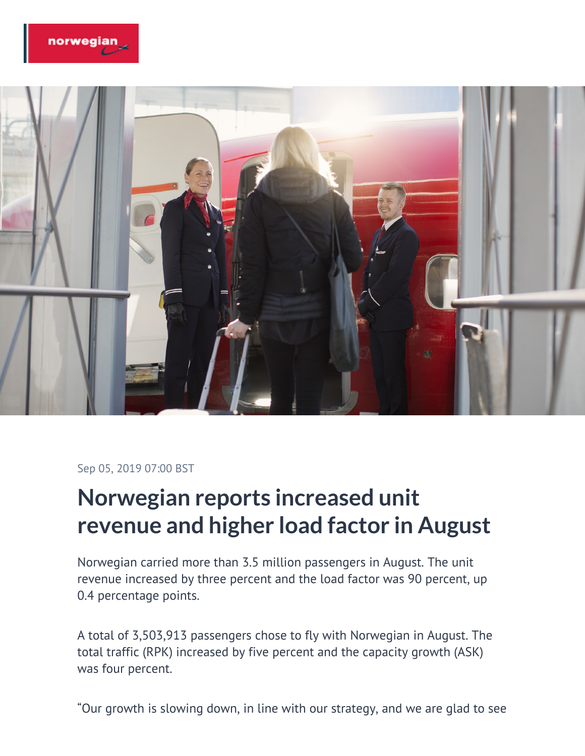Sep 05, 2019 07:00 BST

# Norwegian reports increased unit revenue and higher load factor in August

Norwegian carried more than 3.5 million passengers in August. The unit revenue increased by three percent and the load factor was 90 percent, up 0.4 percentage points.

A total of 3,503,913 passengers chose to fly with Norwegian in August. The total traffic (RPK) increased by five percent and the capacity growth (ASK) was four percent.

“Our growth is slowing down, in line with our strategy, and we are glad to see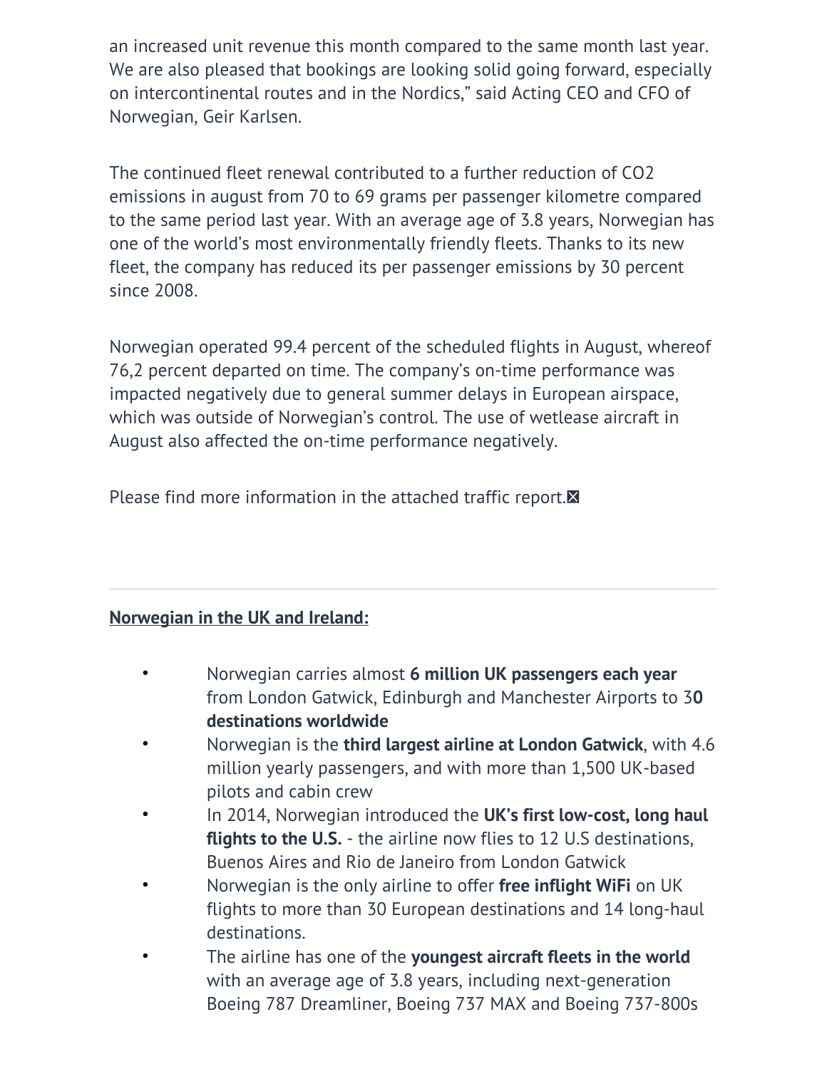an increased unit revenue this month compared to the same month last year. We are also pleased that bookings are looking solid going forward, especially on intercontinental routes and in the Nordics," said Acting CEO and CFO of Norwegian, Geir Karlsen.

The continued fleet renewal contributed to a further reduction of $CO_2$ emissions in august from 70 to 69 grams per passenger kilometre compared to the same period last year. With an average age of 3.8 years, Norwegian has one of the world's most environmentally friendly fleets. Thanks to its new fleet, the company has reduced its per passenger emissions by 30 percent since 2008.

Norwegian operated 99.4 percent of the scheduled flights in August, whereof 76,2 percent departed on time. The company's on-time performance was impacted negatively due to general summer delays in European airspace, which was outside of Norwegian's control. The use of wetlease aircraft in August also affected the on-time performance negatively.

Please find more information in the attached traffic report.

---

**Norwegian in the UK and Ireland:**

- Norwegian carries almost **6 million UK passengers each year** from London Gatwick, Edinburgh and Manchester Airports to 3**0 destinations worldwide**
- Norwegian is the **third largest airline at London Gatwick**, with 4.6 million yearly passengers, and with more than 1,500 UK-based pilots and cabin crew
- In 2014, Norwegian introduced the **UK's first low-cost, long haul flights to the U.S.** - the airline now flies to 12 U.S destinations, Buenos Aires and Rio de Janeiro from London Gatwick
- Norwegian is the only airline to offer **free inflight WiFi** on UK flights to more than 30 European destinations and 14 long-haul destinations.
- The airline has one of the **youngest aircraft fleets in the world** with an average age of 3.8 years, including next-generation Boeing 787 Dreamliner, Boeing 737 MAX and Boeing 737-800s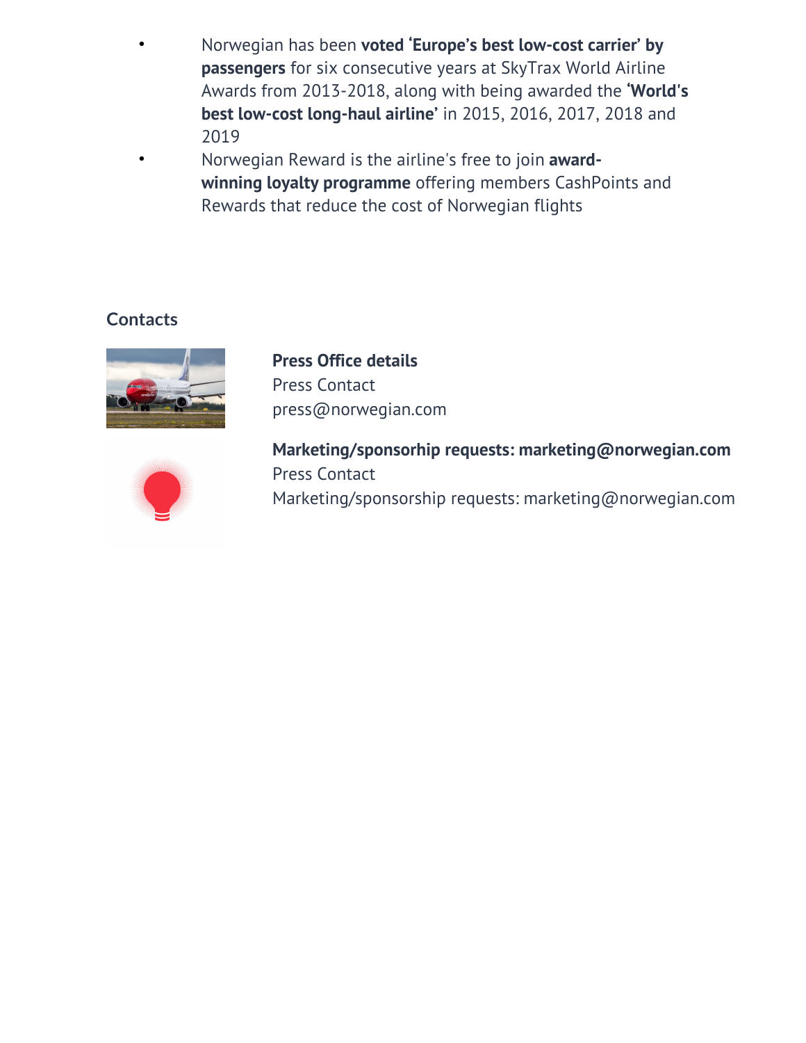- Norwegian has been **voted 'Europe's best low-cost carrier' by passengers** for six consecutive years at SkyTrax World Airline Awards from 2013-2018, along with being awarded the **'World's best low-cost long-haul airline'** in 2015, 2016, 2017, 2018 and 2019
- Norwegian Reward is the airline's free to join **award-winning loyalty programme** offering members CashPoints and Rewards that reduce the cost of Norwegian flights

## Contacts

**Press Office details**
Press Contact
press@norwegian.com

**Marketing/sponsorhip requests: marketing@norwegian.com**
Press Contact
Marketing/sponsorship requests: marketing@norwegian.com